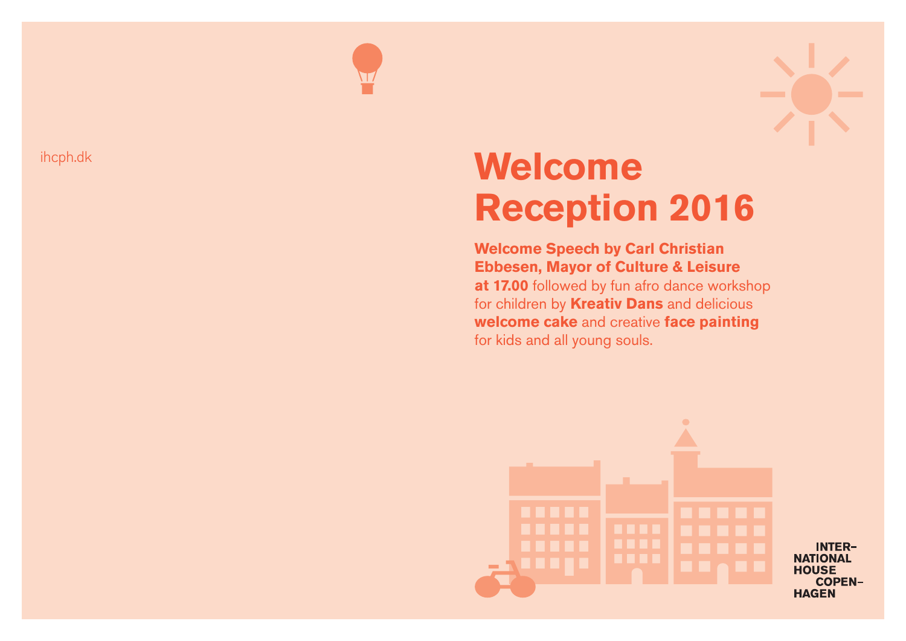ihcph.dk

# Welcome Reception 2016

**Welcome Speech by Carl Christian Ebbesen, Mayor of Culture & Leisure at 17.00** followed by fun afro dance workshop for children by **Kreativ Dans** and delicious **welcome cake** and creative **face painting** for kids and all young souls.

INTER–
NATIONAL
HOUSE
COPEN–
HAGEN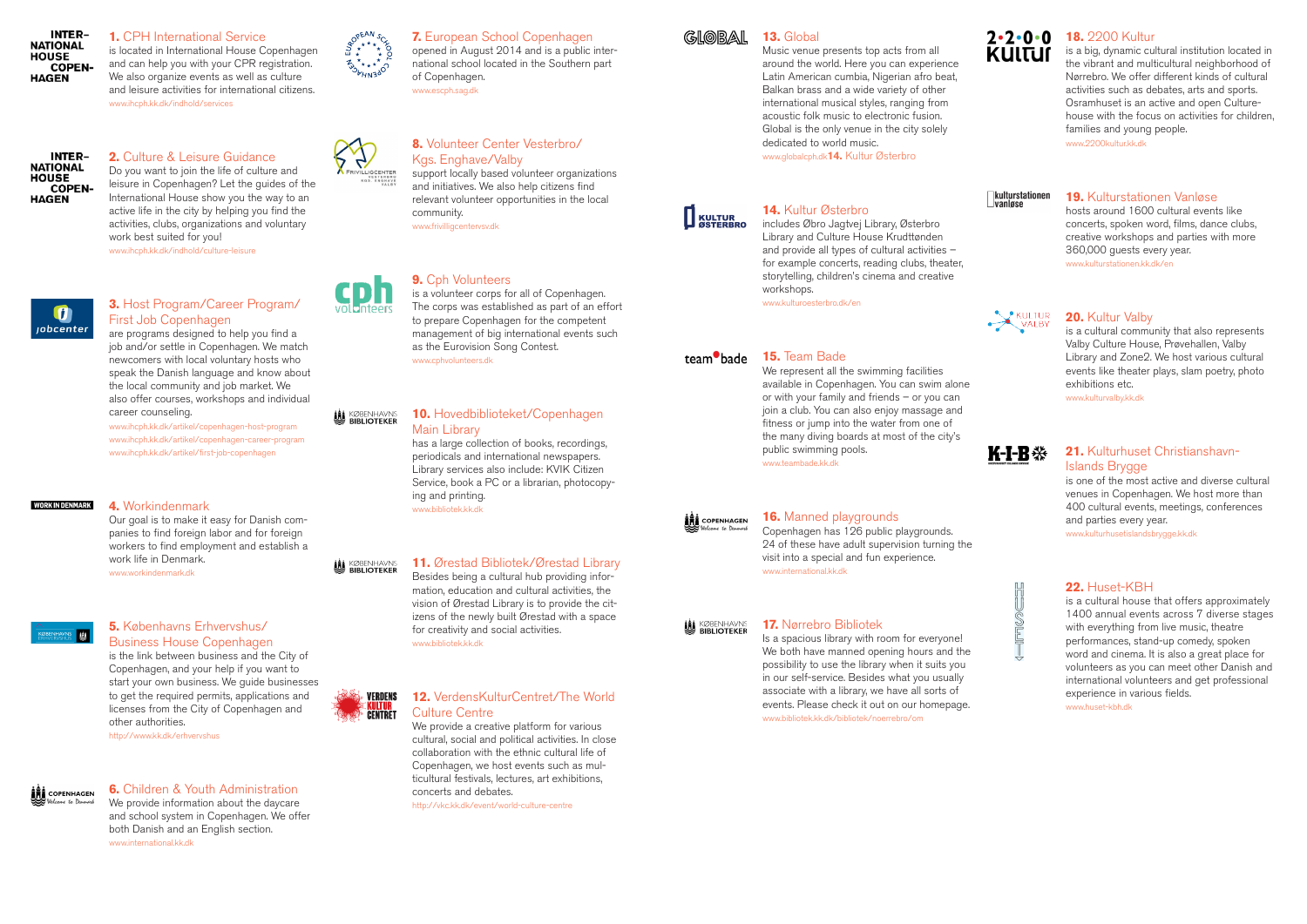### 1. CPH International Service

is located in International House Copenhagen and can help you with your CPR registration. We also organize events as well as culture and leisure activities for international citizens.

www.ihcph.kk.dk/indhold/services

### 2. Culture & Leisure Guidance

Do you want to join the life of culture and leisure in Copenhagen? Let the guides of the International House show you the way to an active life in the city by helping you find the activities, clubs, organizations and voluntary work best suited for you!

www.ihcph.kk.dk/indhold/culture-leisure

### 3. Host Program/Career Program/ First Job Copenhagen

are programs designed to help you find a job and/or settle in Copenhagen. We match newcomers with local voluntary hosts who speak the Danish language and know about the local community and job market. We also offer courses, workshops and individual career counseling.

www.ihcph.kk.dk/artikel/copenhagen-host-program
www.ihcph.kk.dk/artikel/copenhagen-career-program
www.ihcph.kk.dk/artikel/first-job-copenhagen

### 4. Workindenmark

Our goal is to make it easy for Danish companies to find foreign labor and for foreign workers to find employment and establish a work life in Denmark.

www.workindenmark.dk

### 5. Københavns Erhvervshus/ Business House Copenhagen

is the link between business and the City of Copenhagen, and your help if you want to start your own business. We guide businesses to get the required permits, applications and licenses from the City of Copenhagen and other authorities.

http://www.kk.dk/erhvervshus

### 6. Children & Youth Administration

We provide information about the daycare and school system in Copenhagen. We offer both Danish and an English section.

www.international.kk.dk

### 7. European School Copenhagen

opened in August 2014 and is a public international school located in the Southern part of Copenhagen.

www.escph.sag.dk

### 8. Volunteer Center Vesterbro/ Kgs. Enghave/Valby

support locally based volunteer organizations and initiatives. We also help citizens find relevant volunteer opportunities in the local community.

www.frivilligcentervsv.dk

### 9. Cph Volunteers

is a volunteer corps for all of Copenhagen. The corps was established as part of an effort to prepare Copenhagen for the competent management of big international events such as the Eurovision Song Contest.

www.cphvolunteers.dk

### 10. Hovedbiblioteket/Copenhagen Main Library

has a large collection of books, recordings, periodicals and international newspapers. Library services also include: KVIK Citizen Service, book a PC or a librarian, photocopying and printing.

www.bibliotek.kk.dk

### 11. Ørestad Bibliotek/Ørestad Library

Besides being a cultural hub providing information, education and cultural activities, the vision of Ørestad Library is to provide the citizens of the newly built Ørestad with a space for creativity and social activities.

www.bibliotek.kk.dk

### 12. VerdensKulturCentret/The World Culture Centre

We provide a creative platform for various cultural, social and political activities. In close collaboration with the ethnic cultural life of Copenhagen, we host events such as multicultural festivals, lectures, art exhibitions, concerts and debates.

http://vkc.kk.dk/event/world-culture-centre

### 13. Global

Music venue presents top acts from all around the world. Here you can experience Latin American cumbia, Nigerian afro beat, Balkan brass and a wide variety of other international musical styles, ranging from acoustic folk music to electronic fusion. Global is the only venue in the city solely dedicated to world music.

www.globalcph.dk

### 14. Kultur Østerbro

includes Øbro Jagtvej Library, Østerbro Library and Culture House Krudttønden and provide all types of cultural activities – for example concerts, reading clubs, theater, storytelling, children's cinema and creative workshops.

www.kulturoesterbro.dk/en

### 15. Team Bade

We represent all the swimming facilities available in Copenhagen. You can swim alone or with your family and friends – or you can join a club. You can also enjoy massage and fitness or jump into the water from one of the many diving boards at most of the city's public swimming pools.

www.teambade.kk.dk

### 16. Manned playgrounds

Copenhagen has 126 public playgrounds. 24 of these have adult supervision turning the visit into a special and fun experience.

www.international.kk.dk

### 17. Nørrebro Bibliotek

Is a spacious library with room for everyone! We both have manned opening hours and the possibility to use the library when it suits you in our self-service. Besides what you usually associate with a library, we have all sorts of events. Please check it out on our homepage.

www.bibliotek.kk.dk/bibliotek/noerrebro/om

### 18. 2200 Kultur

is a big, dynamic cultural institution located in the vibrant and multicultural neighborhood of Nørrebro. We offer different kinds of cultural activities such as debates, arts and sports. Osramhuset is an active and open Culturehouse with the focus on activities for children, families and young people.

www.2200kultur.kk.dk

### 19. Kulturstationen Vanløse

hosts around 1600 cultural events like concerts, spoken word, films, dance clubs, creative workshops and parties with more 360,000 guests every year.

www.kulturstationen.kk.dk/en

### 20. Kultur Valby

is a cultural community that also represents Valby Culture House, Prøvehallen, Valby Library and Zone2. We host various cultural events like theater plays, slam poetry, photo exhibitions etc.

www.kulturvalby.kk.dk

### 21. Kulturhuset Christianshavn-Islands Brygge

is one of the most active and diverse cultural venues in Copenhagen. We host more than 400 cultural events, meetings, conferences and parties every year.

www.kulturhusetislandsbrygge.kk.dk

### 22. Huset-KBH

is a cultural house that offers approximately 1400 annual events across 7 diverse stages with everything from live music, theatre performances, stand-up comedy, spoken word and cinema. It is also a great place for volunteers as you can meet other Danish and international volunteers and get professional experience in various fields.

www.huset-kbh.dk